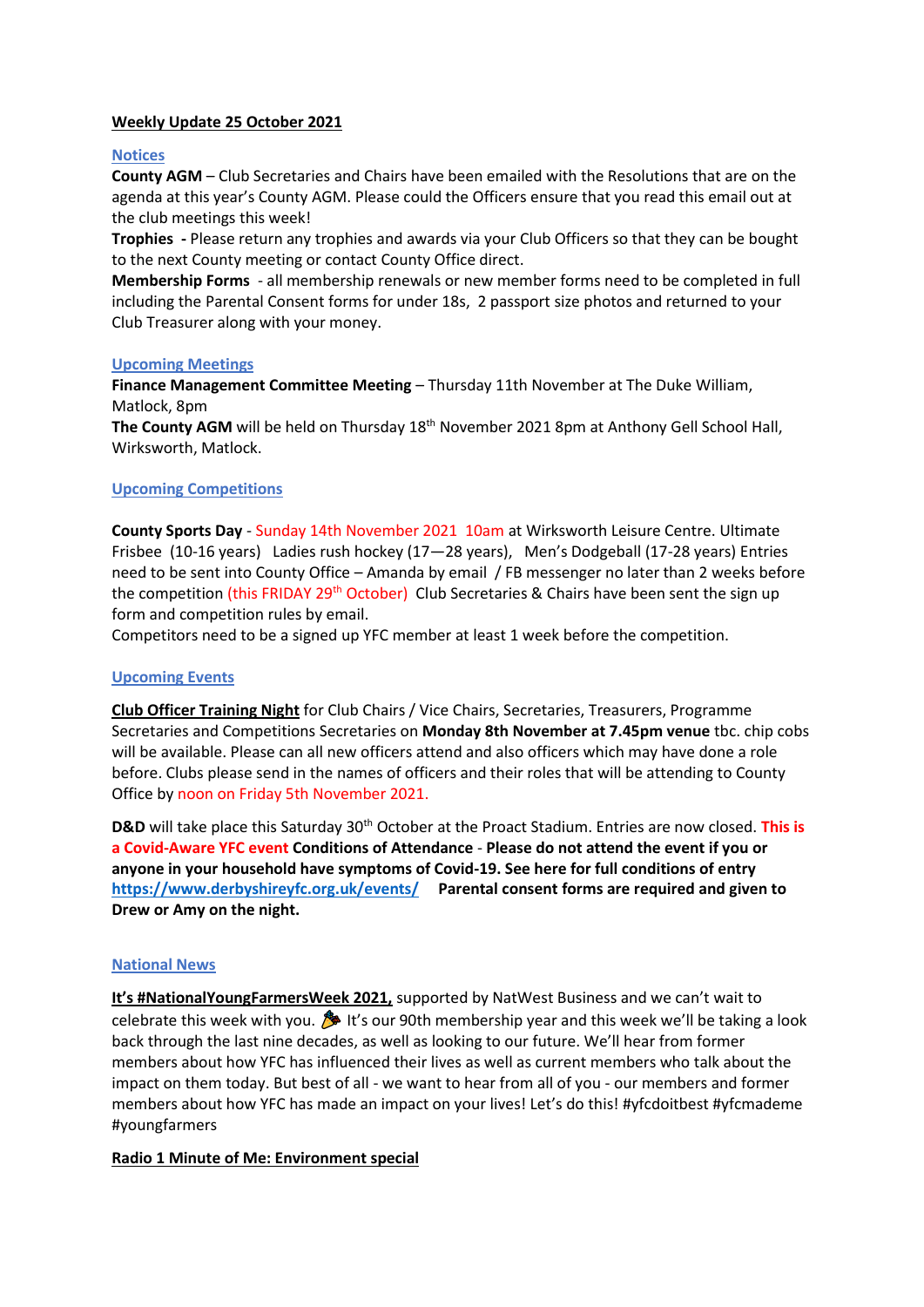**Weekly Update 25 October 2021**

## Notices

**County AGM** – Club Secretaries and Chairs have been emailed with the Resolutions that are on the agenda at this year's County AGM. Please could the Officers ensure that you read this email out at the club meetings this week!

**Trophies -** Please return any trophies and awards via your Club Officers so that they can be bought to the next County meeting or contact County Office direct.

**Membership Forms** - all membership renewals or new member forms need to be completed in full including the Parental Consent forms for under 18s, 2 passport size photos and returned to your Club Treasurer along with your money.

## Upcoming Meetings

**Finance Management Committee Meeting** – Thursday 11th November at The Duke William, Matlock, 8pm

**The County AGM** will be held on Thursday 18th November 2021 8pm at Anthony Gell School Hall, Wirksworth, Matlock.

## Upcoming Competitions

**County Sports Day** - Sunday 14th November 2021 10am at Wirksworth Leisure Centre. Ultimate Frisbee (10-16 years) Ladies rush hockey (17—28 years), Men's Dodgeball (17-28 years) Entries need to be sent into County Office – Amanda by email / FB messenger no later than 2 weeks before the competition (this FRIDAY 29th October) Club Secretaries & Chairs have been sent the sign up form and competition rules by email.

Competitors need to be a signed up YFC member at least 1 week before the competition.

## Upcoming Events

**Club Officer Training Night** for Club Chairs / Vice Chairs, Secretaries, Treasurers, Programme Secretaries and Competitions Secretaries on **Monday 8th November at 7.45pm venue** tbc. chip cobs will be available. Please can all new officers attend and also officers which may have done a role before. Clubs please send in the names of officers and their roles that will be attending to County Office by noon on Friday 5th November 2021.

**D&D** will take place this Saturday 30th October at the Proact Stadium. Entries are now closed. **This is a Covid-Aware YFC event Conditions of Attendance - Please do not attend the event if you or anyone in your household have symptoms of Covid-19. See here for full conditions of entry https://www.derbyshireyfc.org.uk/events/ Parental consent forms are required and given to Drew or Amy on the night.**

## National News

**It's #NationalYoungFarmersWeek 2021,** supported by NatWest Business and we can't wait to celebrate this week with you. 🎉 It's our 90th membership year and this week we'll be taking a look back through the last nine decades, as well as looking to our future. We'll hear from former members about how YFC has influenced their lives as well as current members who talk about the impact on them today. But best of all - we want to hear from all of you - our members and former members about how YFC has made an impact on your lives! Let's do this! #yfcdoitbest #yfcmademe #youngfarmers

**Radio 1 Minute of Me: Environment special**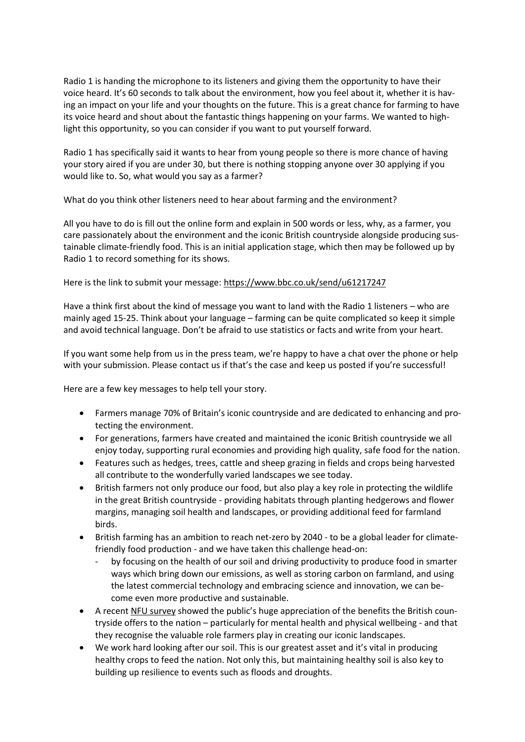Radio 1 is handing the microphone to its listeners and giving them the opportunity to have their voice heard. It's 60 seconds to talk about the environment, how you feel about it, whether it is having an impact on your life and your thoughts on the future. This is a great chance for farming to have its voice heard and shout about the fantastic things happening on your farms. We wanted to highlight this opportunity, so you can consider if you want to put yourself forward.

Radio 1 has specifically said it wants to hear from young people so there is more chance of having your story aired if you are under 30, but there is nothing stopping anyone over 30 applying if you would like to. So, what would you say as a farmer?

What do you think other listeners need to hear about farming and the environment?

All you have to do is fill out the online form and explain in 500 words or less, why, as a farmer, you care passionately about the environment and the iconic British countryside alongside producing sustainable climate-friendly food. This is an initial application stage, which then may be followed up by Radio 1 to record something for its shows.

Here is the link to submit your message: https://www.bbc.co.uk/send/u61217247

Have a think first about the kind of message you want to land with the Radio 1 listeners – who are mainly aged 15-25. Think about your language – farming can be quite complicated so keep it simple and avoid technical language. Don't be afraid to use statistics or facts and write from your heart.

If you want some help from us in the press team, we're happy to have a chat over the phone or help with your submission. Please contact us if that's the case and keep us posted if you're successful!

Here are a few key messages to help tell your story.

- Farmers manage 70% of Britain's iconic countryside and are dedicated to enhancing and protecting the environment.
- For generations, farmers have created and maintained the iconic British countryside we all enjoy today, supporting rural economies and providing high quality, safe food for the nation.
- Features such as hedges, trees, cattle and sheep grazing in fields and crops being harvested all contribute to the wonderfully varied landscapes we see today.
- British farmers not only produce our food, but also play a key role in protecting the wildlife in the great British countryside - providing habitats through planting hedgerows and flower margins, managing soil health and landscapes, or providing additional feed for farmland birds.
- British farming has an ambition to reach net-zero by 2040 - to be a global leader for climate-friendly food production - and we have taken this challenge head-on:
  - by focusing on the health of our soil and driving productivity to produce food in smarter ways which bring down our emissions, as well as storing carbon on farmland, and using the latest commercial technology and embracing science and innovation, we can become even more productive and sustainable.
- A recent NFU survey showed the public's huge appreciation of the benefits the British countryside offers to the nation – particularly for mental health and physical wellbeing - and that they recognise the valuable role farmers play in creating our iconic landscapes.
- We work hard looking after our soil. This is our greatest asset and it's vital in producing healthy crops to feed the nation. Not only this, but maintaining healthy soil is also key to building up resilience to events such as floods and droughts.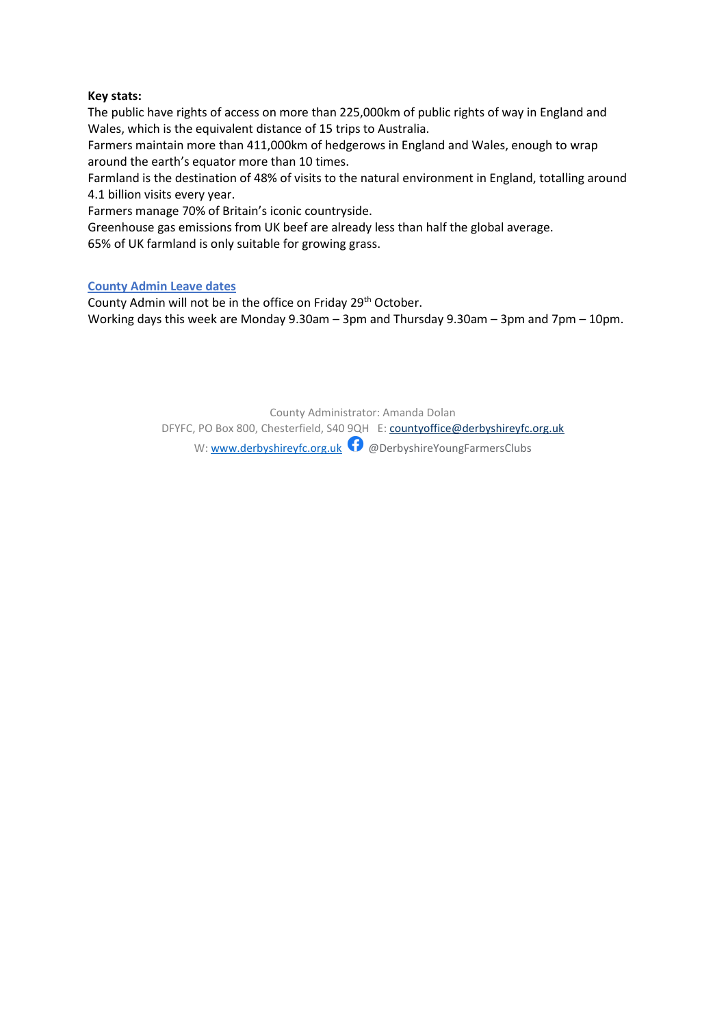**Key stats:**

The public have rights of access on more than 225,000km of public rights of way in England and Wales, which is the equivalent distance of 15 trips to Australia.

Farmers maintain more than 411,000km of hedgerows in England and Wales, enough to wrap around the earth's equator more than 10 times.

Farmland is the destination of 48% of visits to the natural environment in England, totalling around 4.1 billion visits every year.

Farmers manage 70% of Britain's iconic countryside.

Greenhouse gas emissions from UK beef are already less than half the global average.

65% of UK farmland is only suitable for growing grass.

## County Admin Leave dates

County Admin will not be in the office on Friday 29th October.

Working days this week are Monday 9.30am – 3pm and Thursday 9.30am – 3pm and 7pm – 10pm.

County Administrator: Amanda Dolan
DFYFC, PO Box 800, Chesterfield, S40 9QH E: countyoffice@derbyshireyfc.org.uk
W: www.derbyshireyfc.org.uk @DerbyshireYoungFarmersClubs